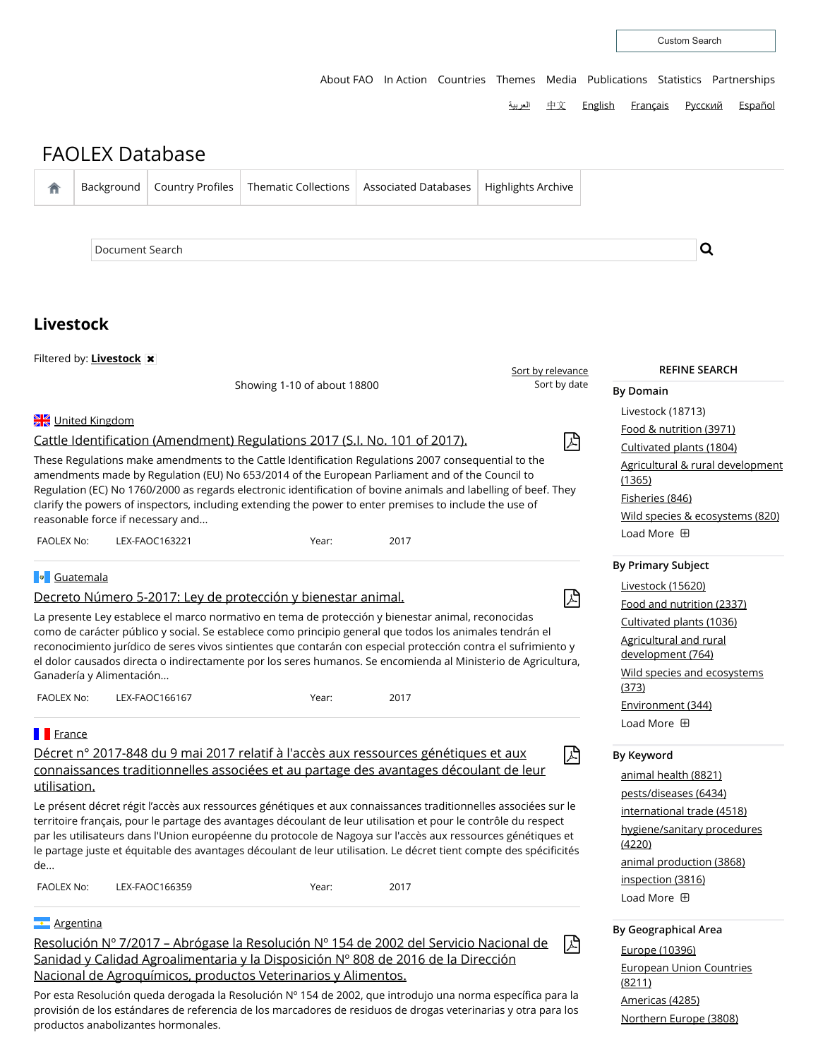Custom Search

About FAO | In Action | Countries | Themes | Media | Publications | Statistics | Partnerships

العربية | 中文 | English | Français | Русский | Español

# FAOLEX Database

Background | Country Profiles | Thematic Collections | Associated Databases | Highlights Archive

Document Search

## Livestock

Filtered by: **Livestock** ✖

Sort by relevance
Sort by date

Showing 1-10 of about 18800

United Kingdom

### Cattle Identification (Amendment) Regulations 2017 (S.I. No. 101 of 2017).

These Regulations make amendments to the Cattle Identification Regulations 2007 consequential to the amendments made by Regulation (EU) No 653/2014 of the European Parliament and of the Council to Regulation (EC) No 1760/2000 as regards electronic identification of bovine animals and labelling of beef. They clarify the powers of inspectors, including extending the power to enter premises to include the use of reasonable force if necessary and...

FAOLEX No: LEX-FAOC163221 Year: 2017

Guatemala

### Decreto Número 5-2017: Ley de protección y bienestar animal.

La presente Ley establece el marco normativo en tema de protección y bienestar animal, reconocidas como de carácter público y social. Se establece como principio general que todos los animales tendrán el reconocimiento jurídico de seres vivos sintientes que contarán con especial protección contra el sufrimiento y el dolor causados directa o indirectamente por los seres humanos. Se encomienda al Ministerio de Agricultura, Ganadería y Alimentación...

FAOLEX No: LEX-FAOC166167 Year: 2017

France

### Décret n° 2017-848 du 9 mai 2017 relatif à l'accès aux ressources génétiques et aux connaissances traditionnelles associées et au partage des avantages découlant de leur utilisation.

Le présent décret régit l'accès aux ressources génétiques et aux connaissances traditionnelles associées sur le territoire français, pour le partage des avantages découlant de leur utilisation et pour le contrôle du respect par les utilisateurs dans l'Union européenne du protocole de Nagoya sur l'accès aux ressources génétiques et le partage juste et équitable des avantages découlant de leur utilisation. Le décret tient compte des spécificités de...

FAOLEX No: LEX-FAOC166359 Year: 2017

Argentina

### Resolución N° 7/2017 – Abrógase la Resolución N° 154 de 2002 del Servicio Nacional de Sanidad y Calidad Agroalimentaria y la Disposición N° 808 de 2016 de la Dirección Nacional de Agroquímicos, productos Veterinarios y Alimentos.

Por esta Resolución queda derogada la Resolución N° 154 de 2002, que introdujo una norma específica para la provisión de los estándares de referencia de los marcadores de residuos de drogas veterinarias y otra para los productos anabolizantes hormonales.

**REFINE SEARCH**

**By Domain**

- Livestock (18713)
- Food & nutrition (3971)
- Cultivated plants (1804)
- Agricultural & rural development (1365)
- Fisheries (846)
- Wild species & ecosystems (820)
- Load More

**By Primary Subject**

- Livestock (15620)
- Food and nutrition (2337)
- Cultivated plants (1036)
- Agricultural and rural development (764)
- Wild species and ecosystems (373)
- Environment (344)
- Load More

**By Keyword**

- animal health (8821)
- pests/diseases (6434)
- international trade (4518)
- hygiene/sanitary procedures (4220)
- animal production (3868)
- inspection (3816)
- Load More

**By Geographical Area**

- Europe (10396)
- European Union Countries (8211)
- Americas (4285)
- Northern Europe (3808)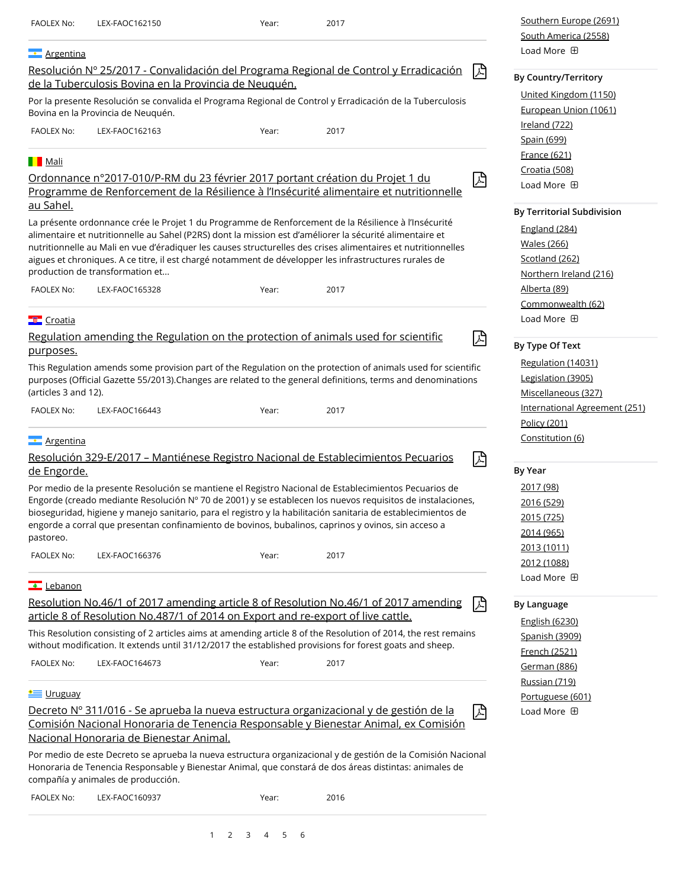FAOLEX No: LEX-FAOC162150 Year: 2017

Argentina

[Resolución N° 25/2017 - Convalidación del Programa Regional de Control y Erradicación de la Tuberculosis Bovina en la Provincia de Neuquén.]

Por la presente Resolución se convalida el Programa Regional de Control y Erradicación de la Tuberculosis Bovina en la Provincia de Neuquén.

FAOLEX No: LEX-FAOC162163 Year: 2017

Mali

[Ordonnance n°2017-010/P-RM du 23 février 2017 portant création du Projet 1 du Programme de Renforcement de la Résilience à l'Insécurité alimentaire et nutritionnelle au Sahel.]

La présente ordonnance crée le Projet 1 du Programme de Renforcement de la Résilience à l'Insécurité alimentaire et nutritionnelle au Sahel (P2RS) dont la mission est d'améliorer la sécurité alimentaire et nutritionnelle au Mali en vue d'éradiquer les causes structurelles des crises alimentaires et nutritionnelles aigues et chroniques. A ce titre, il est chargé notamment de développer les infrastructures rurales de production de transformation et...

FAOLEX No: LEX-FAOC165328 Year: 2017

Croatia

[Regulation amending the Regulation on the protection of animals used for scientific purposes.]

This Regulation amends some provision part of the Regulation on the protection of animals used for scientific purposes (Official Gazette 55/2013).Changes are related to the general definitions, terms and denominations (articles 3 and 12).

FAOLEX No: LEX-FAOC166443 Year: 2017

Argentina

[Resolución 329-E/2017 – Mantiénese Registro Nacional de Establecimientos Pecuarios de Engorde.]

Por medio de la presente Resolución se mantiene el Registro Nacional de Establecimientos Pecuarios de Engorde (creado mediante Resolución N° 70 de 2001) y se establecen los nuevos requisitos de instalaciones, bioseguridad, higiene y manejo sanitario, para el registro y la habilitación sanitaria de establecimientos de engorde a corral que presentan confinamiento de bovinos, bubalinos, caprinos y ovinos, sin acceso a pastoreo.

FAOLEX No: LEX-FAOC166376 Year: 2017

Lebanon

[Resolution No.46/1 of 2017 amending article 8 of Resolution No.46/1 of 2017 amending article 8 of Resolution No.487/1 of 2014 on Export and re-export of live cattle.]

This Resolution consisting of 2 articles aims at amending article 8 of the Resolution of 2014, the rest remains without modification. It extends until 31/12/2017 the established provisions for forest goats and sheep.

FAOLEX No: LEX-FAOC164673 Year: 2017

Uruguay

[Decreto N° 311/016 - Se aprueba la nueva estructura organizacional y de gestión de la Comisión Nacional Honoraria de Tenencia Responsable y Bienestar Animal, ex Comisión Nacional Honoraria de Bienestar Animal.]

Por medio de este Decreto se aprueba la nueva estructura organizacional y de gestión de la Comisión Nacional Honoraria de Tenencia Responsable y Bienestar Animal, que constará de dos áreas distintas: animales de compañía y animales de producción.

FAOLEX No: LEX-FAOC160937 Year: 2016

1 2 3 4 5 6

- Southern Europe (2691)
- South America (2558)
- Load More

**By Country/Territory**

- United Kingdom (1150)
- European Union (1061)
- Ireland (722)
- Spain (699)
- France (621)
- Croatia (508)
- Load More

**By Territorial Subdivision**

- England (284)
- Wales (266)
- Scotland (262)
- Northern Ireland (216)
- Alberta (89)
- Commonwealth (62)
- Load More

**By Type Of Text**

- Regulation (14031)
- Legislation (3905)
- Miscellaneous (327)
- International Agreement (251)
- Policy (201)
- Constitution (6)

**By Year**

- 2017 (98)
- 2016 (529)
- 2015 (725)
- 2014 (965)
- 2013 (1011)
- 2012 (1088)
- Load More

**By Language**

- English (6230)
- Spanish (3909)
- French (2521)
- German (886)
- Russian (719)
- Portuguese (601)
- Load More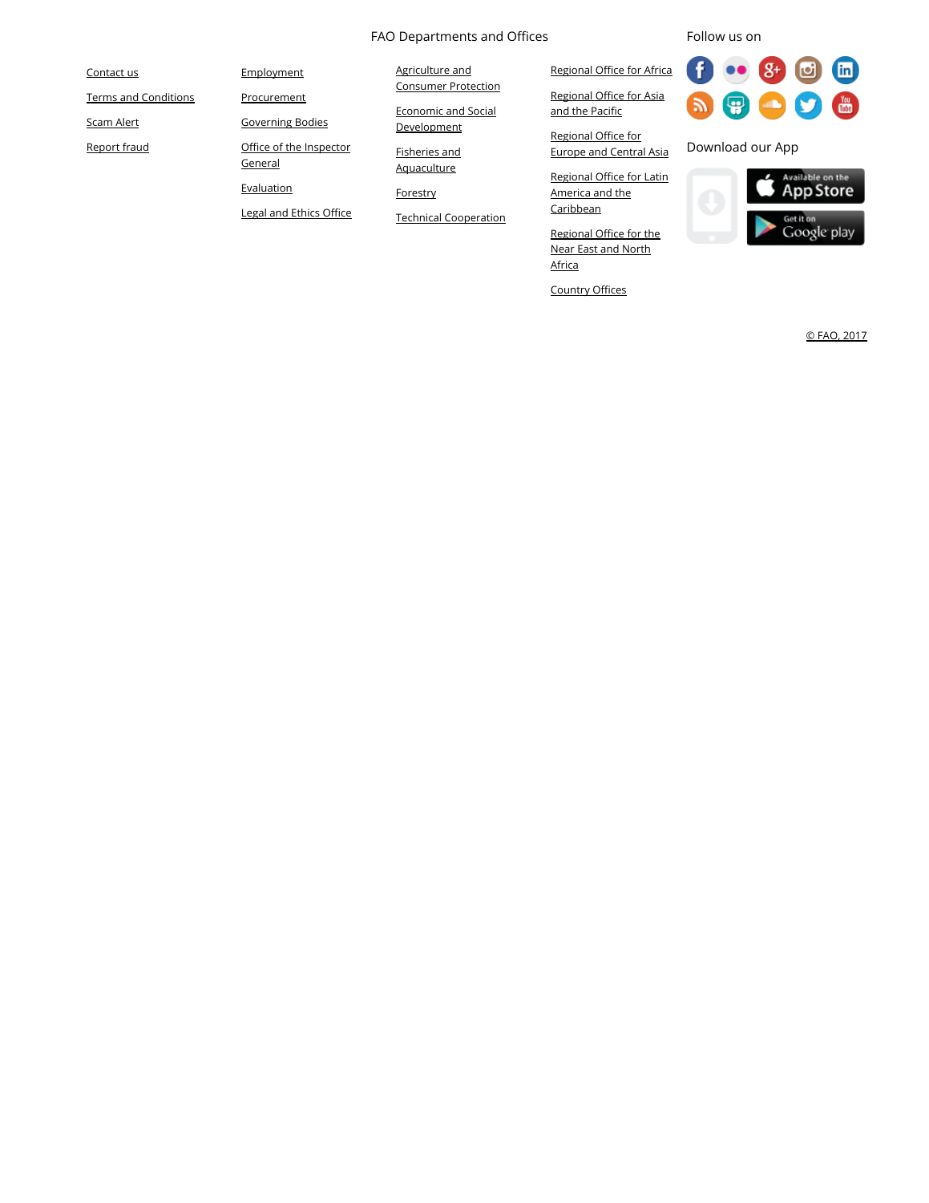FAO Departments and Offices

Follow us on

- Contact us
- Terms and Conditions
- Scam Alert
- Report fraud

- Employment
- Procurement
- Governing Bodies
- Office of the Inspector General
- Evaluation
- Legal and Ethics Office

- Agriculture and Consumer Protection
- Economic and Social Development
- Fisheries and Aquaculture
- Forestry
- Technical Cooperation

- Regional Office for Africa
- Regional Office for Asia and the Pacific
- Regional Office for Europe and Central Asia
- Regional Office for Latin America and the Caribbean
- Regional Office for the Near East and North Africa
- Country Offices

Download our App

© FAO, 2017